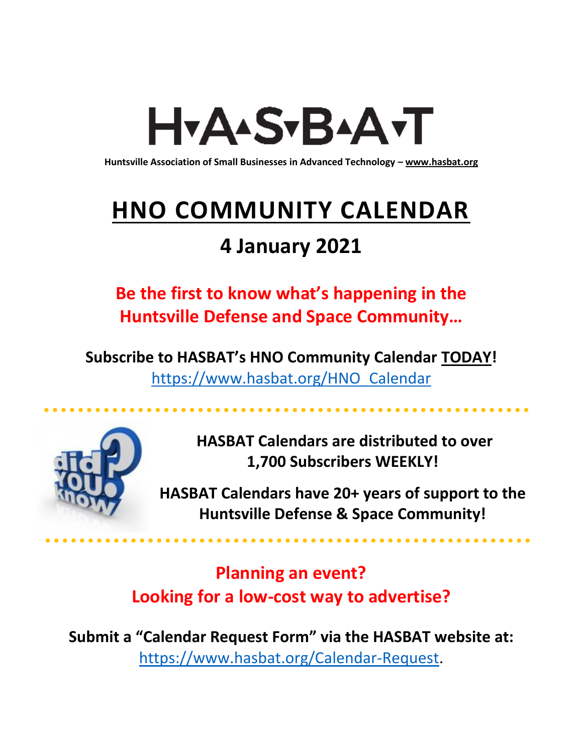# H▾A▴S▾B▴A▾T

**Huntsville Association of Small Businesses in Advanced Technology – www.hasbat.org**

# HNO COMMUNITY CALENDAR

## 4 January 2021

**Be the first to know what's happening in the Huntsville Defense and Space Community…**

**Subscribe to HASBAT's HNO Community Calendar TODAY!**
https://www.hasbat.org/HNO_Calendar

**HASBAT Calendars are distributed to over 1,700 Subscribers WEEKLY!**

**HASBAT Calendars have 20+ years of support to the Huntsville Defense & Space Community!**

**Planning an event?**
**Looking for a low-cost way to advertise?**

**Submit a "Calendar Request Form" via the HASBAT website at:**
https://www.hasbat.org/Calendar-Request.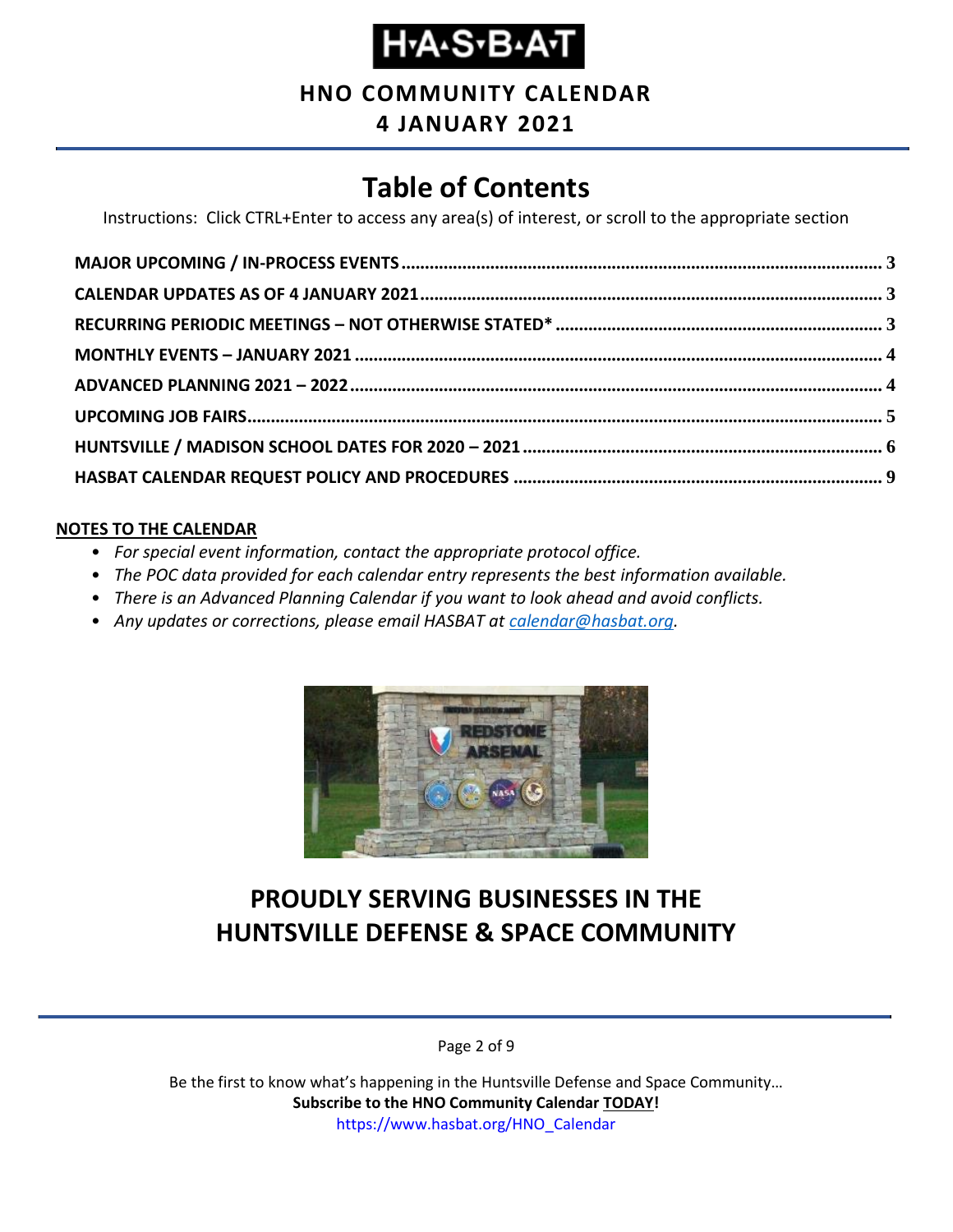# H·A·S·B·A·T

## HNO COMMUNITY CALENDAR

## 4 JANUARY 2021

# Table of Contents

Instructions: Click CTRL+Enter to access any area(s) of interest, or scroll to the appropriate section

**MAJOR UPCOMING / IN-PROCESS EVENTS ..... 3**

**CALENDAR UPDATES AS OF 4 JANUARY 2021 ..... 3**

**RECURRING PERIODIC MEETINGS – NOT OTHERWISE STATED* ..... 3**

**MONTHLY EVENTS – JANUARY 2021 ..... 4**

**ADVANCED PLANNING 2021 – 2022 ..... 4**

**UPCOMING JOB FAIRS ..... 5**

**HUNTSVILLE / MADISON SCHOOL DATES FOR 2020 – 2021 ..... 6**

**HASBAT CALENDAR REQUEST POLICY AND PROCEDURES ..... 9**

**NOTES TO THE CALENDAR**

- *For special event information, contact the appropriate protocol office.*
- *The POC data provided for each calendar entry represents the best information available.*
- *There is an Advanced Planning Calendar if you want to look ahead and avoid conflicts.*
- *Any updates or corrections, please email HASBAT at calendar@hasbat.org.*

## PROUDLY SERVING BUSINESSES IN THE HUNTSVILLE DEFENSE & SPACE COMMUNITY

Be the first to know what's happening in the Huntsville Defense and Space Community…

**Subscribe to the HNO Community Calendar TODAY!**

https://www.hasbat.org/HNO_Calendar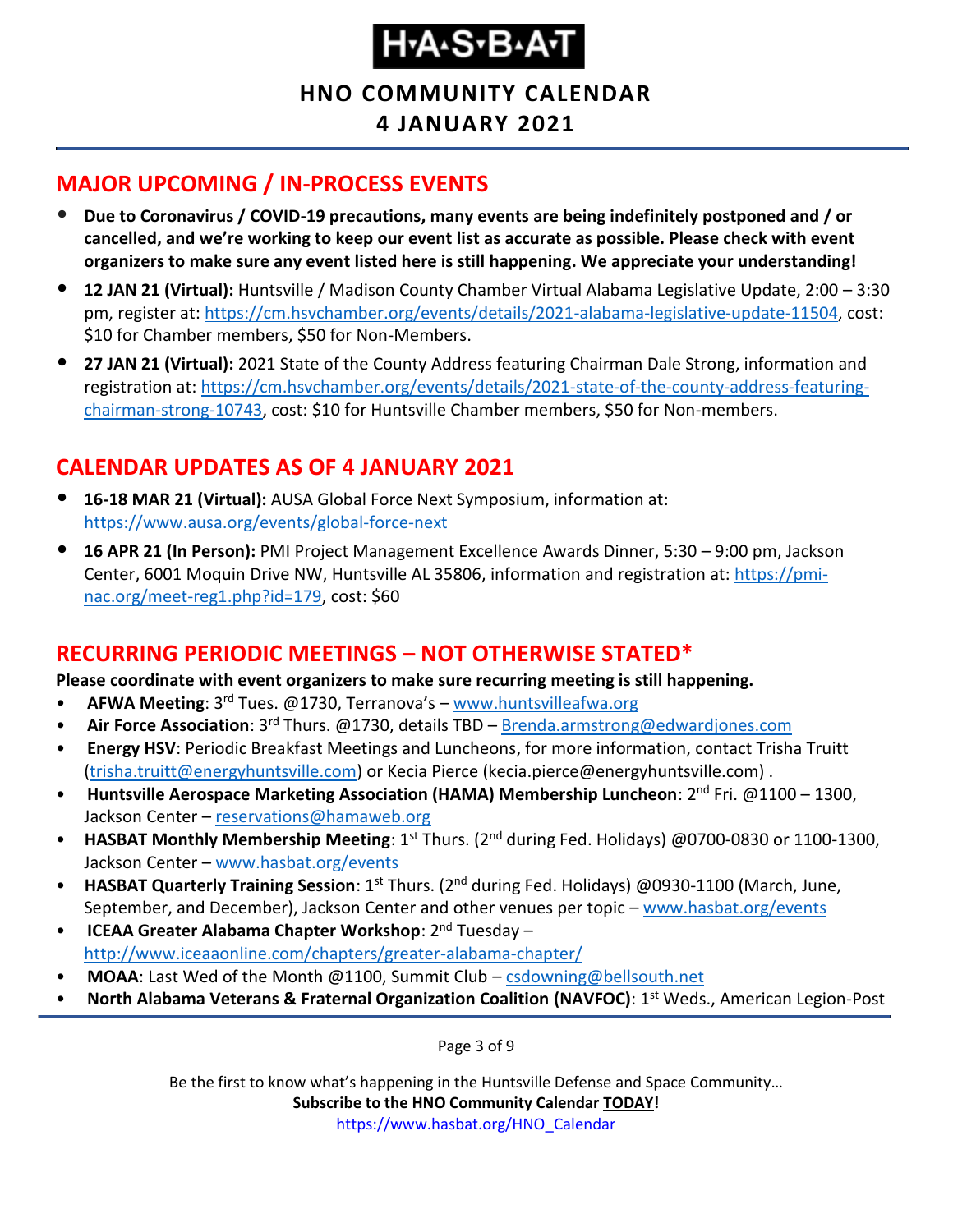# HNO COMMUNITY CALENDAR
# 4 JANUARY 2021

## MAJOR UPCOMING / IN-PROCESS EVENTS

- **Due to Coronavirus / COVID-19 precautions, many events are being indefinitely postponed and / or cancelled, and we're working to keep our event list as accurate as possible. Please check with event organizers to make sure any event listed here is still happening. We appreciate your understanding!**
- **12 JAN 21 (Virtual):** Huntsville / Madison County Chamber Virtual Alabama Legislative Update, 2:00 – 3:30 pm, register at: https://cm.hsvchamber.org/events/details/2021-alabama-legislative-update-11504, cost: $10 for Chamber members, $50 for Non-Members.
- **27 JAN 21 (Virtual):** 2021 State of the County Address featuring Chairman Dale Strong, information and registration at: https://cm.hsvchamber.org/events/details/2021-state-of-the-county-address-featuring-chairman-strong-10743, cost: $10 for Huntsville Chamber members, $50 for Non-members.

## CALENDAR UPDATES AS OF 4 JANUARY 2021

- **16-18 MAR 21 (Virtual):** AUSA Global Force Next Symposium, information at: https://www.ausa.org/events/global-force-next
- **16 APR 21 (In Person):** PMI Project Management Excellence Awards Dinner, 5:30 – 9:00 pm, Jackson Center, 6001 Moquin Drive NW, Huntsville AL 35806, information and registration at: https://pmi-nac.org/meet-reg1.php?id=179, cost: $60

## RECURRING PERIODIC MEETINGS – NOT OTHERWISE STATED*

**Please coordinate with event organizers to make sure recurring meeting is still happening.**

- **AFWA Meeting**: 3rd Tues. @1730, Terranova's – www.huntsvilleafwa.org
- **Air Force Association**: 3rd Thurs. @1730, details TBD – Brenda.armstrong@edwardjones.com
- **Energy HSV**: Periodic Breakfast Meetings and Luncheons, for more information, contact Trisha Truitt (trisha.truitt@energyhuntsville.com) or Kecia Pierce (kecia.pierce@energyhuntsville.com) .
- **Huntsville Aerospace Marketing Association (HAMA) Membership Luncheon**: 2nd Fri. @1100 – 1300, Jackson Center – reservations@hamaweb.org
- **HASBAT Monthly Membership Meeting**: 1st Thurs. (2nd during Fed. Holidays) @0700-0830 or 1100-1300, Jackson Center – www.hasbat.org/events
- **HASBAT Quarterly Training Session**: 1st Thurs. (2nd during Fed. Holidays) @0930-1100 (March, June, September, and December), Jackson Center and other venues per topic – www.hasbat.org/events
- **ICEAA Greater Alabama Chapter Workshop**: 2nd Tuesday – http://www.iceaaonline.com/chapters/greater-alabama-chapter/
- **MOAA**: Last Wed of the Month @1100, Summit Club – csdowning@bellsouth.net
- **North Alabama Veterans & Fraternal Organization Coalition (NAVFOC)**: 1st Weds., American Legion-Post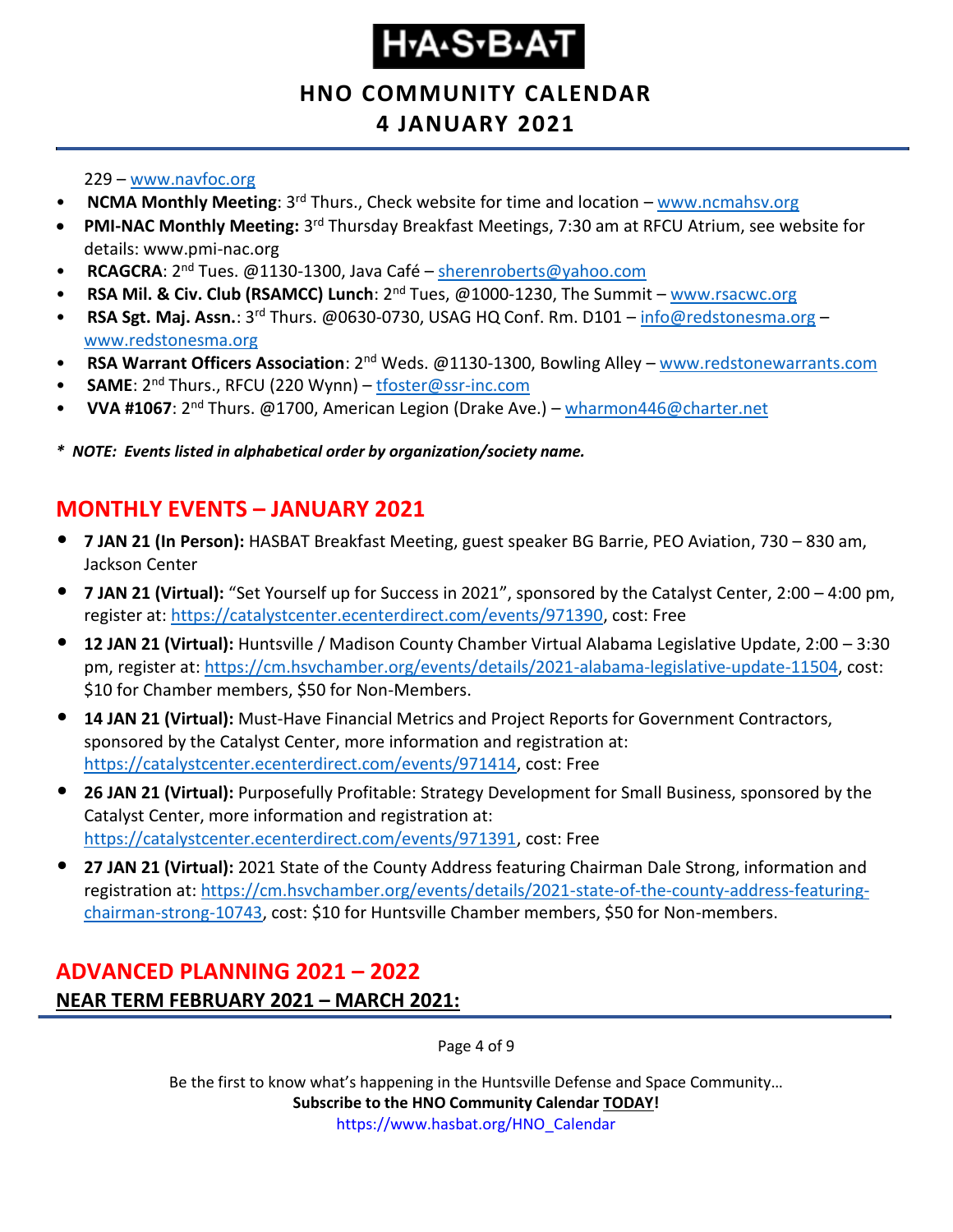229 – www.navfoc.org

- **NCMA Monthly Meeting**: 3rd Thurs., Check website for time and location – www.ncmahsv.org
- **PMI-NAC Monthly Meeting:** 3rd Thursday Breakfast Meetings, 7:30 am at RFCU Atrium, see website for details: www.pmi-nac.org
- **RCAGCRA**: 2nd Tues. @1130-1300, Java Café – sherenroberts@yahoo.com
- **RSA Mil. & Civ. Club (RSAMCC) Lunch**: 2nd Tues, @1000-1230, The Summit – www.rsacwc.org
- **RSA Sgt. Maj. Assn.**: 3rd Thurs. @0630-0730, USAG HQ Conf. Rm. D101 – info@redstonesma.org – www.redstonesma.org
- **RSA Warrant Officers Association**: 2nd Weds. @1130-1300, Bowling Alley – www.redstonewarrants.com
- **SAME**: 2nd Thurs., RFCU (220 Wynn) – tfoster@ssr-inc.com
- **VVA #1067**: 2nd Thurs. @1700, American Legion (Drake Ave.) – wharmon446@charter.net

*\* NOTE: Events listed in alphabetical order by organization/society name.*

## MONTHLY EVENTS – JANUARY 2021

- **7 JAN 21 (In Person):** HASBAT Breakfast Meeting, guest speaker BG Barrie, PEO Aviation, 730 – 830 am, Jackson Center
- **7 JAN 21 (Virtual):** "Set Yourself up for Success in 2021", sponsored by the Catalyst Center, 2:00 – 4:00 pm, register at: https://catalystcenter.ecenterdirect.com/events/971390, cost: Free
- **12 JAN 21 (Virtual):** Huntsville / Madison County Chamber Virtual Alabama Legislative Update, 2:00 – 3:30 pm, register at: https://cm.hsvchamber.org/events/details/2021-alabama-legislative-update-11504, cost: $10 for Chamber members, $50 for Non-Members.
- **14 JAN 21 (Virtual):** Must-Have Financial Metrics and Project Reports for Government Contractors, sponsored by the Catalyst Center, more information and registration at: https://catalystcenter.ecenterdirect.com/events/971414, cost: Free
- **26 JAN 21 (Virtual):** Purposefully Profitable: Strategy Development for Small Business, sponsored by the Catalyst Center, more information and registration at: https://catalystcenter.ecenterdirect.com/events/971391, cost: Free
- **27 JAN 21 (Virtual):** 2021 State of the County Address featuring Chairman Dale Strong, information and registration at: https://cm.hsvchamber.org/events/details/2021-state-of-the-county-address-featuring-chairman-strong-10743, cost: $10 for Huntsville Chamber members, $50 for Non-members.

## ADVANCED PLANNING 2021 – 2022

**NEAR TERM FEBRUARY 2021 – MARCH 2021:**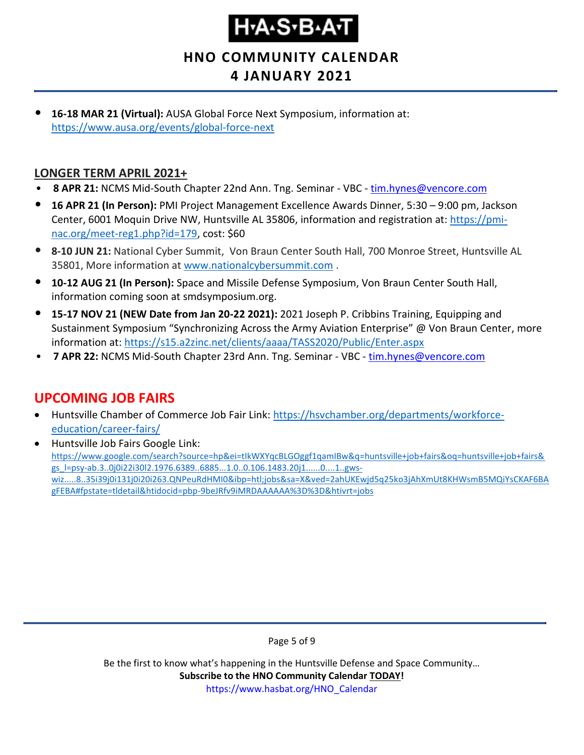- **16-18 MAR 21 (Virtual):** AUSA Global Force Next Symposium, information at: https://www.ausa.org/events/global-force-next

## LONGER TERM APRIL 2021+

- **8 APR 21:** NCMS Mid-South Chapter 22nd Ann. Tng. Seminar - VBC - tim.hynes@vencore.com
- **16 APR 21 (In Person):** PMI Project Management Excellence Awards Dinner, 5:30 – 9:00 pm, Jackson Center, 6001 Moquin Drive NW, Huntsville AL 35806, information and registration at: https://pmi-nac.org/meet-reg1.php?id=179, cost: $60
- **8-10 JUN 21:** National Cyber Summit, Von Braun Center South Hall, 700 Monroe Street, Huntsville AL 35801, More information at www.nationalcybersummit.com .
- **10-12 AUG 21 (In Person):** Space and Missile Defense Symposium, Von Braun Center South Hall, information coming soon at smdsymposium.org.
- **15-17 NOV 21 (NEW Date from Jan 20-22 2021):** 2021 Joseph P. Cribbins Training, Equipping and Sustainment Symposium "Synchronizing Across the Army Aviation Enterprise" @ Von Braun Center, more information at: https://s15.a2zinc.net/clients/aaaa/TASS2020/Public/Enter.aspx
- **7 APR 22:** NCMS Mid-South Chapter 23rd Ann. Tng. Seminar - VBC - tim.hynes@vencore.com

## UPCOMING JOB FAIRS

- Huntsville Chamber of Commerce Job Fair Link: https://hsvchamber.org/departments/workforce-education/career-fairs/
- Huntsville Job Fairs Google Link: https://www.google.com/search?source=hp&ei=tIkWXYqcBLGOggf1qamIBw&q=huntsville+job+fairs&oq=huntsville+job+fairs&gs_l=psy-ab.3..0j0i22i30l2.1976.6389..6885...1.0..0.106.1483.20j1......0....1..gws-wiz.....8..35i39j0i131j0i20i263.QNPeuRdHMI0&ibp=htl;jobs&sa=X&ved=2ahUKEwjd5q25ko3jAhXmUt8KHWsmB5MQiYsCKAF6BAgFEBA#fpstate=tldetail&htidocid=pbp-9beJRfv9iMRDAAAAAA%3D%3D&htivrt=jobs

Be the first to know what's happening in the Huntsville Defense and Space Community…
**Subscribe to the HNO Community Calendar TODAY!**
https://www.hasbat.org/HNO_Calendar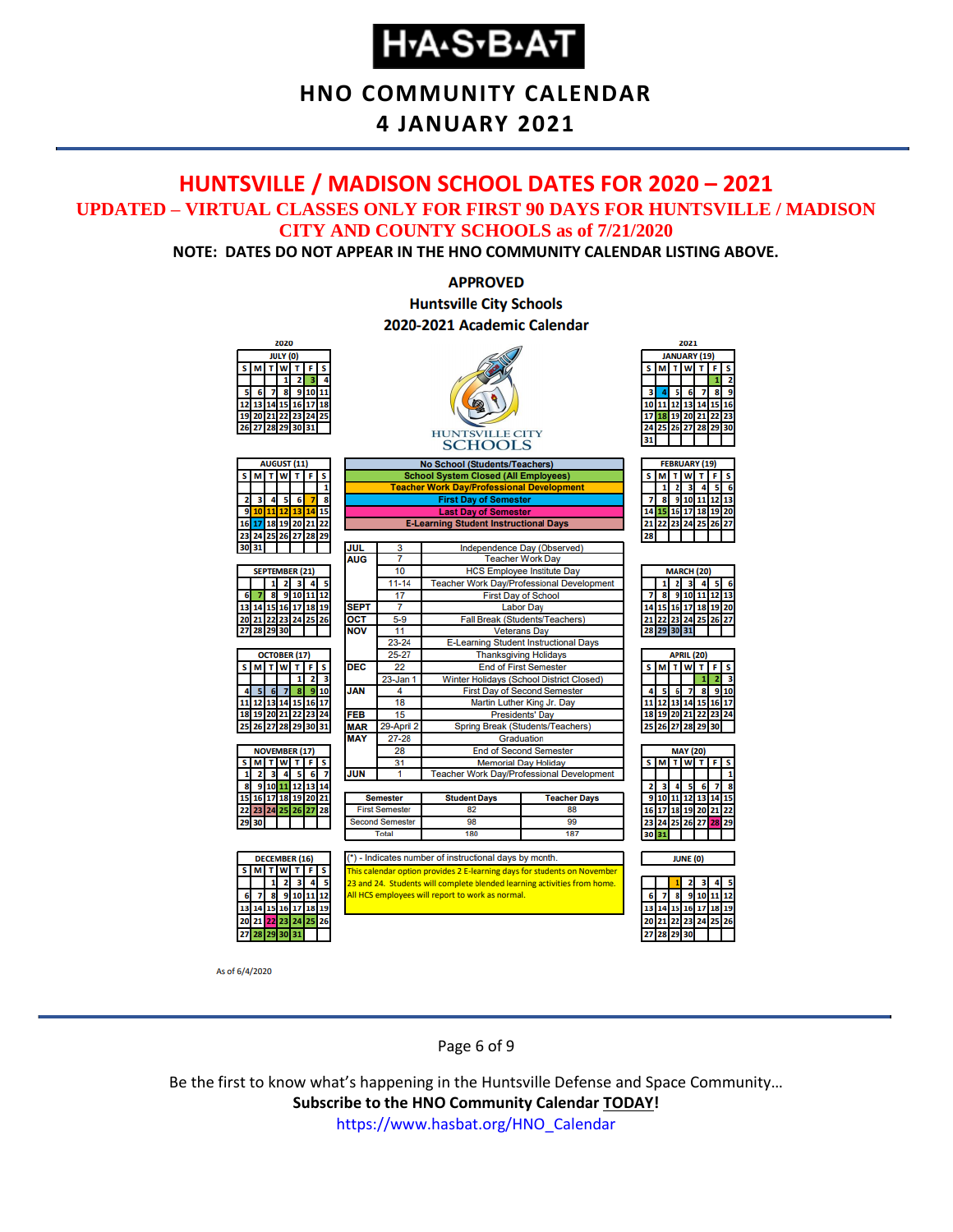# HNO COMMUNITY CALENDAR

## 4 JANUARY 2021

## HUNTSVILLE / MADISON SCHOOL DATES FOR 2020 – 2021

### UPDATED – VIRTUAL CLASSES ONLY FOR FIRST 90 DAYS FOR HUNTSVILLE / MADISON CITY AND COUNTY SCHOOLS as of 7/21/2020

**NOTE: DATES DO NOT APPEAR IN THE HNO COMMUNITY CALENDAR LISTING ABOVE.**

**APPROVED**
**Huntsville City Schools**
**2020-2021 Academic Calendar**

HUNTSVILLE CITY SCHOOLS

**Legend:**
- No School (Students/Teachers)
- School System Closed (All Employees)
- Teacher Work Day/Professional Development
- First Day of Semester
- Last Day of Semester
- E-Learning Student Instructional Days

**Monthly instructional days:**

2020: July (0), August (11), September (21), October (17), November (17), December (16)

2021: January (19), February (19), March (20), April (20), May (20), June (0)

| Month | Date | Event |
|---|---|---|
| JUL | 3 | Independence Day (Observed) |
| AUG | 7 | Teacher Work Day |
| | 10 | HCS Employee Institute Day |
| | 11-14 | Teacher Work Day/Professional Development |
| | 17 | First Day of School |
| SEPT | 7 | Labor Day |
| OCT | 5-9 | Fall Break (Students/Teachers) |
| NOV | 11 | Veterans Day |
| | 23-24 | E-Learning Student Instructional Days |
| | 25-27 | Thanksgiving Holidays |
| DEC | 22 | End of First Semester |
| | 23-Jan 1 | Winter Holidays (School District Closed) |
| JAN | 4 | First Day of Second Semester |
| | 18 | Martin Luther King Jr. Day |
| FEB | 15 | Presidents' Day |
| MAR | 29-April 2 | Spring Break (Students/Teachers) |
| MAY | 27-28 | Graduation |
| | 28 | End of Second Semester |
| | 31 | Memorial Day Holiday |
| JUN | 1 | Teacher Work Day/Professional Development |

| Semester | Student Days | Teacher Days |
|---|---|---|
| First Semester | 82 | 88 |
| Second Semester | 98 | 99 |
| Total | 180 | 187 |

(*) - Indicates number of instructional days by month.

This calendar option provides 2 E-learning days for students on November 23 and 24. Students will complete blended learning activities from home. All HCS employees will report to work as normal.

As of 6/4/2020

Be the first to know what's happening in the Huntsville Defense and Space Community…
**Subscribe to the HNO Community Calendar TODAY!**
https://www.hasbat.org/HNO_Calendar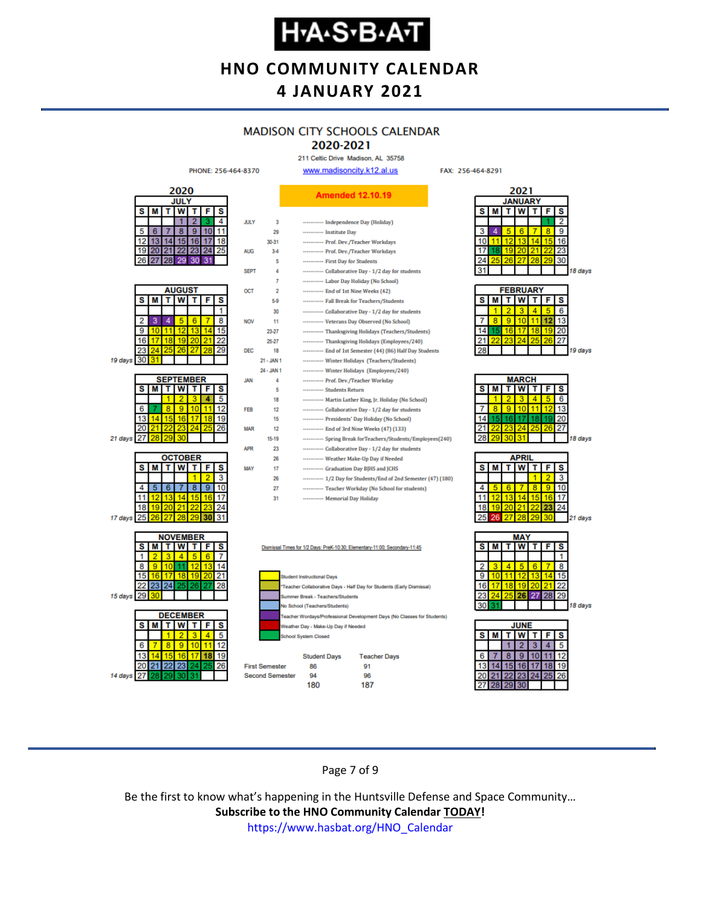# MADISON CITY SCHOOLS CALENDAR
## 2020-2021

211 Celtic Drive Madison, AL 35758

PHONE: 256-464-8370 www.madisoncity.k12.al.us FAX: 256-464-8291

**Amended 12.10.19**

| Month | Date | Event |
|---|---|---|
| JULY | 3 | Independence Day (Holiday) |
| | 29 | Institute Day |
| | 30-31 | Prof. Dev./Teacher Workdays |
| AUG | 3-4 | Prof. Dev./Teacher Workdays |
| | 5 | First Day for Students |
| SEPT | 4 | Collaborative Day - 1/2 day for students |
| | 7 | Labor Day Holiday (No School) |
| OCT | 2 | End of 1st Nine Weeks (42) |
| | 5-9 | Fall Break for Teachers/Students |
| | 30 | Collaborative Day - 1/2 day for students |
| NOV | 11 | Veterans Day Observed (No School) |
| | 23-27 | Thanksgiving Holidays (Teachers/Students) |
| | 25-27 | Thanksgiving Holidays (Employees/240) |
| DEC | 18 | End of 1st Semester (44) (86) Half Day Students |
| | 21 - JAN 1 | Winter Holidays (Teachers/Students) |
| | 24 - JAN 1 | Winter Holidays (Employees/240) |
| JAN | 4 | Prof. Dev./Teacher Workday |
| | 5 | Students Return |
| | 18 | Martin Luther King, Jr. Holiday (No School) |
| FEB | 12 | Collaborative Day - 1/2 day for students |
| | 15 | Presidents' Day Holiday (No School) |
| MAR | 12 | End of 3rd Nine Weeks (47) (133) |
| | 15-19 | Spring Break forTeachers/Students/Employees(240) |
| APR | 23 | Collaborative Day - 1/2 day for students |
| | 26 | Weather Make-Up Day if Needed |
| MAY | 17 | Graduation Day BJHS and JCHS |
| | 26 | 1/2 Day for Students/End of 2nd Semester (47) (180) |
| | 27 | Teacher Workday (No School for students) |
| | 31 | Memorial Day Holiday |

Dismissal Times for 1/2 Days: PreK-10:30; Elementary-11:00; Secondary-11:45

Legend:
- Student Instructional Days
- *Teacher Collaborative Days - Half Day for Students (Early Dismissal)
- Summer Break - Teachers/Students
- No School (Teachers/Students)
- Teacher Wordays/Professional Development Days (No Classes for Students)
- Weather Day - Make-Up Day if Needed
- School System Closed

| | Student Days | Teacher Days |
|---|---|---|
| First Semester | 86 | 91 |
| Second Semester | 94 | 96 |
| | 180 | 187 |

Instructional days per month: August 19 days; September 21 days; October 17 days; November 15 days; December 14 days; January 18 days; February 19 days; March 18 days; April 21 days; May 18 days.

Be the first to know what's happening in the Huntsville Defense and Space Community…
**Subscribe to the HNO Community Calendar TODAY!**
https://www.hasbat.org/HNO_Calendar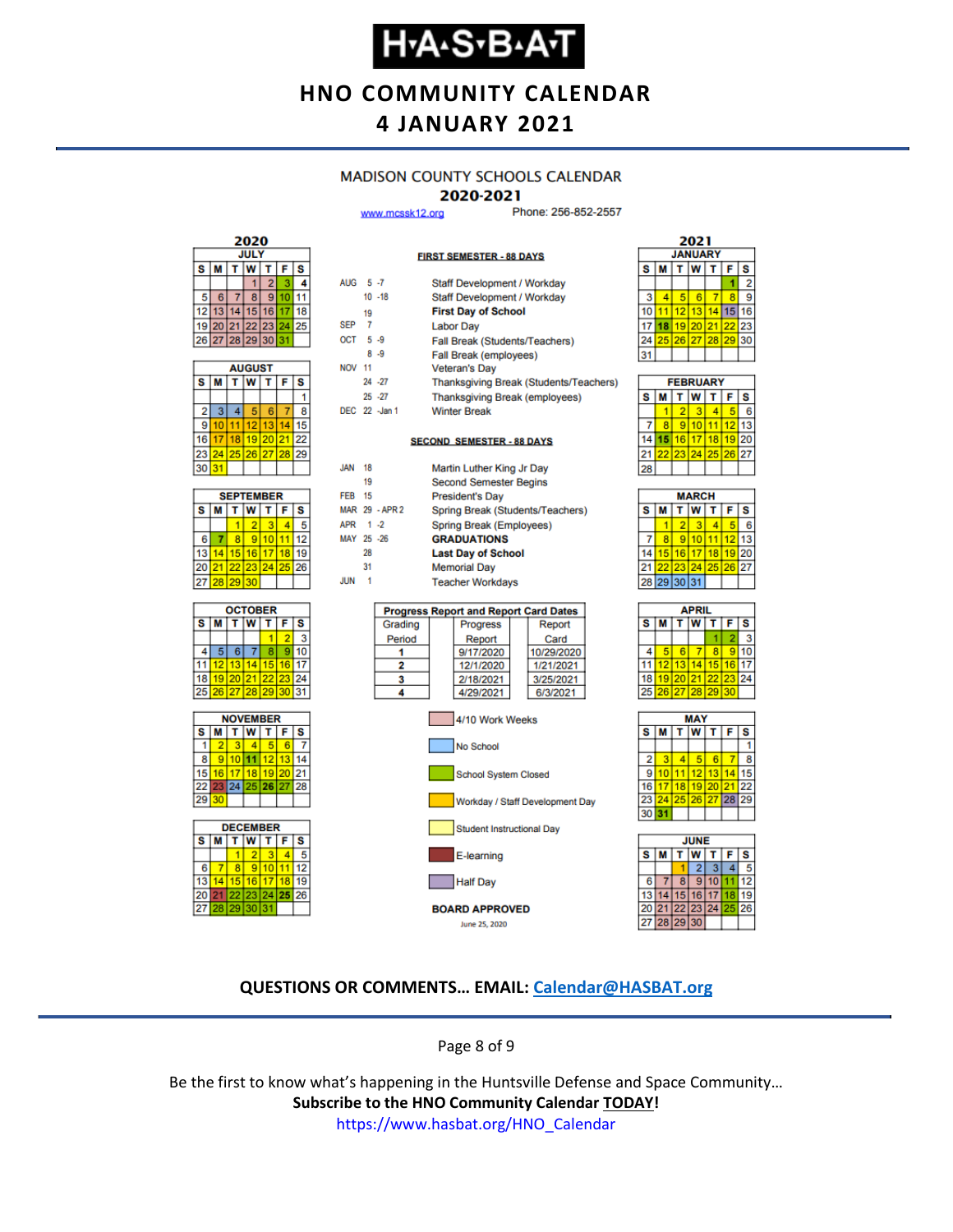# HNO COMMUNITY CALENDAR
## 4 JANUARY 2021

### MADISON COUNTY SCHOOLS CALENDAR 2020-2021

www.mcssk12.org Phone: 256-852-2557

**FIRST SEMESTER - 88 DAYS**

| | | |
|---|---|---|
| AUG | 5 -7 | Staff Development / Workday |
| | 10 -18 | Staff Development / Workday |
| | 19 | **First Day of School** |
| SEP | 7 | Labor Day |
| OCT | 5 -9 | Fall Break (Students/Teachers) |
| | 8 -9 | Fall Break (employees) |
| NOV | 11 | Veteran's Day |
| | 24 -27 | Thanksgiving Break (Students/Teachers) |
| | 25 -27 | Thanksgiving Break (employees) |
| DEC | 22 -Jan 1 | Winter Break |

**SECOND SEMESTER - 88 DAYS**

| | | |
|---|---|---|
| JAN | 18 | Martin Luther King Jr Day |
| | 19 | Second Semester Begins |
| FEB | 15 | President's Day |
| MAR | 29 - APR 2 | Spring Break (Students/Teachers) |
| APR | 1 -2 | Spring Break (Employees) |
| MAY | 25 -26 | **GRADUATIONS** |
| | 28 | **Last Day of School** |
| | 31 | Memorial Day |
| JUN | 1 | Teacher Workdays |

**Progress Report and Report Card Dates**

| Grading Period | Progress Report | Report Card |
|---|---|---|
| 1 | 9/17/2020 | 10/29/2020 |
| 2 | 12/1/2020 | 1/21/2021 |
| 3 | 2/18/2021 | 3/25/2021 |
| 4 | 4/29/2021 | 6/3/2021 |

Legend:
- 4/10 Work Weeks
- No School
- School System Closed
- Workday / Staff Development Day
- Student Instructional Day
- E-learning
- Half Day

**BOARD APPROVED**

June 25, 2020

**2020**

**JULY**

| S | M | T | W | T | F | S |
|---|---|---|---|---|---|---|
| | | | 1 | 2 | 3 | 4 |
| 5 | 6 | 7 | 8 | 9 | 10 | 11 |
| 12 | 13 | 14 | 15 | 16 | 17 | 18 |
| 19 | 20 | 21 | 22 | 23 | 24 | 25 |
| 26 | 27 | 28 | 29 | 30 | 31 | |

**AUGUST**

| S | M | T | W | T | F | S |
|---|---|---|---|---|---|---|
| | | | | | | 1 |
| 2 | 3 | 4 | 5 | 6 | 7 | 8 |
| 9 | 10 | 11 | 12 | 13 | 14 | 15 |
| 16 | 17 | 18 | 19 | 20 | 21 | 22 |
| 23 | 24 | 25 | 26 | 27 | 28 | 29 |
| 30 | 31 | | | | | |

**SEPTEMBER**

| S | M | T | W | T | F | S |
|---|---|---|---|---|---|---|
| | | 1 | 2 | 3 | 4 | 5 |
| 6 | 7 | 8 | 9 | 10 | 11 | 12 |
| 13 | 14 | 15 | 16 | 17 | 18 | 19 |
| 20 | 21 | 22 | 23 | 24 | 25 | 26 |
| 27 | 28 | 29 | 30 | | | |

**OCTOBER**

| S | M | T | W | T | F | S |
|---|---|---|---|---|---|---|
| | | | | 1 | 2 | 3 |
| 4 | 5 | 6 | 7 | 8 | 9 | 10 |
| 11 | 12 | 13 | 14 | 15 | 16 | 17 |
| 18 | 19 | 20 | 21 | 22 | 23 | 24 |
| 25 | 26 | 27 | 28 | 29 | 30 | 31 |

**NOVEMBER**

| S | M | T | W | T | F | S |
|---|---|---|---|---|---|---|
| 1 | 2 | 3 | 4 | 5 | 6 | 7 |
| 8 | 9 | 10 | 11 | 12 | 13 | 14 |
| 15 | 16 | 17 | 18 | 19 | 20 | 21 |
| 22 | 23 | 24 | 25 | 26 | 27 | 28 |
| 29 | 30 | | | | | |

**DECEMBER**

| S | M | T | W | T | F | S |
|---|---|---|---|---|---|---|
| | | 1 | 2 | 3 | 4 | 5 |
| 6 | 7 | 8 | 9 | 10 | 11 | 12 |
| 13 | 14 | 15 | 16 | 17 | 18 | 19 |
| 20 | 21 | 22 | 23 | 24 | 25 | 26 |
| 27 | 28 | 29 | 30 | 31 | | |

**2021**

**JANUARY**

| S | M | T | W | T | F | S |
|---|---|---|---|---|---|---|
| | | | | | 1 | 2 |
| 3 | 4 | 5 | 6 | 7 | 8 | 9 |
| 10 | 11 | 12 | 13 | 14 | 15 | 16 |
| 17 | 18 | 19 | 20 | 21 | 22 | 23 |
| 24 | 25 | 26 | 27 | 28 | 29 | 30 |
| 31 | | | | | | |

**FEBRUARY**

| S | M | T | W | T | F | S |
|---|---|---|---|---|---|---|
| | 1 | 2 | 3 | 4 | 5 | 6 |
| 7 | 8 | 9 | 10 | 11 | 12 | 13 |
| 14 | 15 | 16 | 17 | 18 | 19 | 20 |
| 21 | 22 | 23 | 24 | 25 | 26 | 27 |
| 28 | | | | | | |

**MARCH**

| S | M | T | W | T | F | S |
|---|---|---|---|---|---|---|
| | 1 | 2 | 3 | 4 | 5 | 6 |
| 7 | 8 | 9 | 10 | 11 | 12 | 13 |
| 14 | 15 | 16 | 17 | 18 | 19 | 20 |
| 21 | 22 | 23 | 24 | 25 | 26 | 27 |
| 28 | 29 | 30 | 31 | | | |

**APRIL**

| S | M | T | W | T | F | S |
|---|---|---|---|---|---|---|
| | | | | 1 | 2 | 3 |
| 4 | 5 | 6 | 7 | 8 | 9 | 10 |
| 11 | 12 | 13 | 14 | 15 | 16 | 17 |
| 18 | 19 | 20 | 21 | 22 | 23 | 24 |
| 25 | 26 | 27 | 28 | 29 | 30 | |

**MAY**

| S | M | T | W | T | F | S |
|---|---|---|---|---|---|---|
| | | | | | | 1 |
| 2 | 3 | 4 | 5 | 6 | 7 | 8 |
| 9 | 10 | 11 | 12 | 13 | 14 | 15 |
| 16 | 17 | 18 | 19 | 20 | 21 | 22 |
| 23 | 24 | 25 | 26 | 27 | 28 | 29 |
| 30 | 31 | | | | | |

**JUNE**

| S | M | T | W | T | F | S |
|---|---|---|---|---|---|---|
| | | 1 | 2 | 3 | 4 | 5 |
| 6 | 7 | 8 | 9 | 10 | 11 | 12 |
| 13 | 14 | 15 | 16 | 17 | 18 | 19 |
| 20 | 21 | 22 | 23 | 24 | 25 | 26 |
| 27 | 28 | 29 | 30 | | | |

**QUESTIONS OR COMMENTS… EMAIL: Calendar@HASBAT.org**

Be the first to know what's happening in the Huntsville Defense and Space Community…
**Subscribe to the HNO Community Calendar TODAY!**
https://www.hasbat.org/HNO_Calendar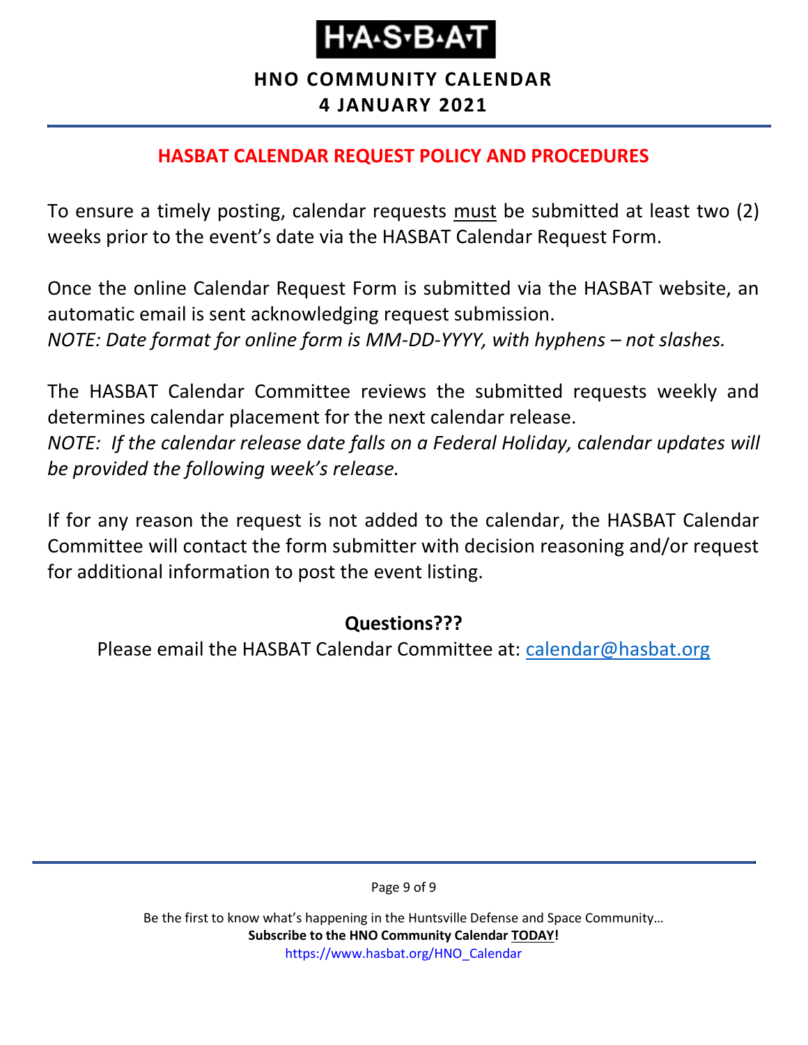## HASBAT CALENDAR REQUEST POLICY AND PROCEDURES

To ensure a timely posting, calendar requests must be submitted at least two (2) weeks prior to the event's date via the HASBAT Calendar Request Form.

Once the online Calendar Request Form is submitted via the HASBAT website, an automatic email is sent acknowledging request submission.
*NOTE: Date format for online form is MM-DD-YYYY, with hyphens – not slashes.*

The HASBAT Calendar Committee reviews the submitted requests weekly and determines calendar placement for the next calendar release.
*NOTE: If the calendar release date falls on a Federal Holiday, calendar updates will be provided the following week's release.*

If for any reason the request is not added to the calendar, the HASBAT Calendar Committee will contact the form submitter with decision reasoning and/or request for additional information to post the event listing.

**Questions???**

Please email the HASBAT Calendar Committee at: calendar@hasbat.org